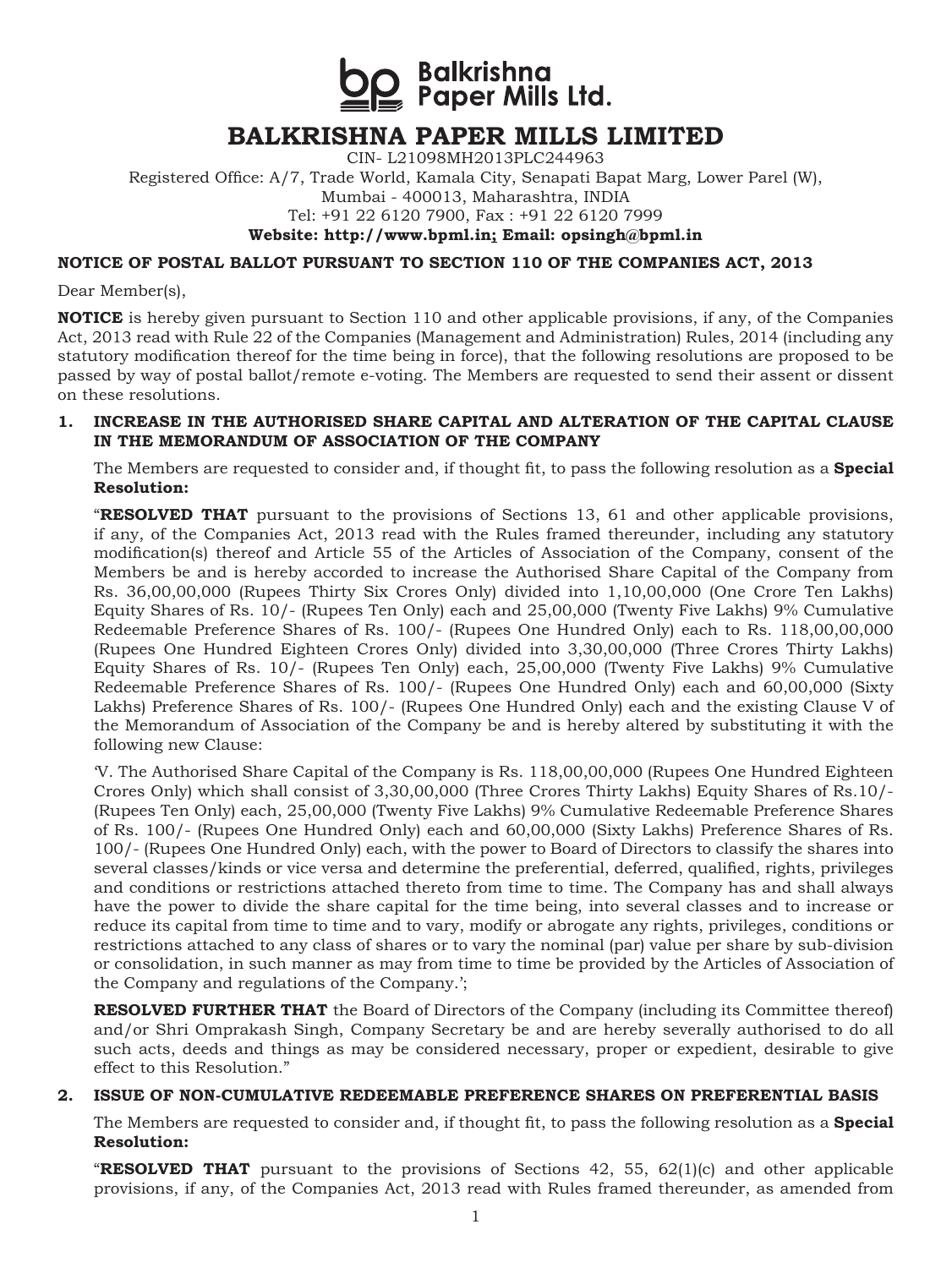# BALKRISHNA PAPER MILLS LIMITED

CIN- L21098MH2013PLC244963

Registered Office: A/7, Trade World, Kamala City, Senapati Bapat Marg, Lower Parel (W), Mumbai - 400013, Maharashtra, INDIA

Tel: +91 22 6120 7900, Fax : +91 22 6120 7999

**Website: http://www.bpml.in; Email: opsingh@bpml.in**

## NOTICE OF POSTAL BALLOT PURSUANT TO SECTION 110 OF THE COMPANIES ACT, 2013

Dear Member(s),

**NOTICE** is hereby given pursuant to Section 110 and other applicable provisions, if any, of the Companies Act, 2013 read with Rule 22 of the Companies (Management and Administration) Rules, 2014 (including any statutory modification thereof for the time being in force), that the following resolutions are proposed to be passed by way of postal ballot/remote e-voting. The Members are requested to send their assent or dissent on these resolutions.

### 1. INCREASE IN THE AUTHORISED SHARE CAPITAL AND ALTERATION OF THE CAPITAL CLAUSE IN THE MEMORANDUM OF ASSOCIATION OF THE COMPANY

The Members are requested to consider and, if thought fit, to pass the following resolution as a **Special Resolution:**

"**RESOLVED THAT** pursuant to the provisions of Sections 13, 61 and other applicable provisions, if any, of the Companies Act, 2013 read with the Rules framed thereunder, including any statutory modification(s) thereof and Article 55 of the Articles of Association of the Company, consent of the Members be and is hereby accorded to increase the Authorised Share Capital of the Company from Rs. 36,00,00,000 (Rupees Thirty Six Crores Only) divided into 1,10,00,000 (One Crore Ten Lakhs) Equity Shares of Rs. 10/- (Rupees Ten Only) each and 25,00,000 (Twenty Five Lakhs) 9% Cumulative Redeemable Preference Shares of Rs. 100/- (Rupees One Hundred Only) each to Rs. 118,00,00,000 (Rupees One Hundred Eighteen Crores Only) divided into 3,30,00,000 (Three Crores Thirty Lakhs) Equity Shares of Rs. 10/- (Rupees Ten Only) each, 25,00,000 (Twenty Five Lakhs) 9% Cumulative Redeemable Preference Shares of Rs. 100/- (Rupees One Hundred Only) each and 60,00,000 (Sixty Lakhs) Preference Shares of Rs. 100/- (Rupees One Hundred Only) each and the existing Clause V of the Memorandum of Association of the Company be and is hereby altered by substituting it with the following new Clause:

'V. The Authorised Share Capital of the Company is Rs. 118,00,00,000 (Rupees One Hundred Eighteen Crores Only) which shall consist of 3,30,00,000 (Three Crores Thirty Lakhs) Equity Shares of Rs.10/- (Rupees Ten Only) each, 25,00,000 (Twenty Five Lakhs) 9% Cumulative Redeemable Preference Shares of Rs. 100/- (Rupees One Hundred Only) each and 60,00,000 (Sixty Lakhs) Preference Shares of Rs. 100/- (Rupees One Hundred Only) each, with the power to Board of Directors to classify the shares into several classes/kinds or vice versa and determine the preferential, deferred, qualified, rights, privileges and conditions or restrictions attached thereto from time to time. The Company has and shall always have the power to divide the share capital for the time being, into several classes and to increase or reduce its capital from time to time and to vary, modify or abrogate any rights, privileges, conditions or restrictions attached to any class of shares or to vary the nominal (par) value per share by sub-division or consolidation, in such manner as may from time to time be provided by the Articles of Association of the Company and regulations of the Company.';

**RESOLVED FURTHER THAT** the Board of Directors of the Company (including its Committee thereof) and/or Shri Omprakash Singh, Company Secretary be and are hereby severally authorised to do all such acts, deeds and things as may be considered necessary, proper or expedient, desirable to give effect to this Resolution."

### 2. ISSUE OF NON-CUMULATIVE REDEEMABLE PREFERENCE SHARES ON PREFERENTIAL BASIS

The Members are requested to consider and, if thought fit, to pass the following resolution as a **Special Resolution:**

"**RESOLVED THAT** pursuant to the provisions of Sections 42, 55, 62(1)(c) and other applicable provisions, if any, of the Companies Act, 2013 read with Rules framed thereunder, as amended from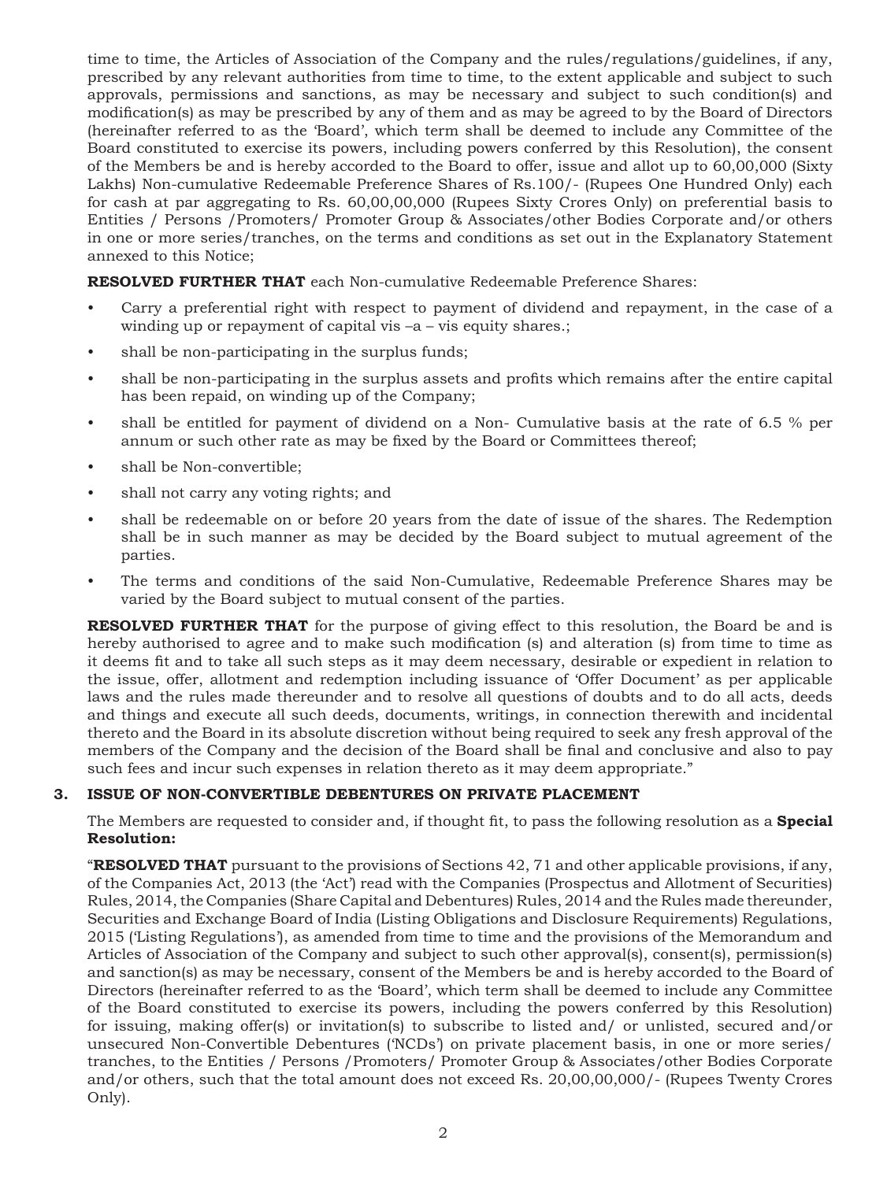time to time, the Articles of Association of the Company and the rules/regulations/guidelines, if any, prescribed by any relevant authorities from time to time, to the extent applicable and subject to such approvals, permissions and sanctions, as may be necessary and subject to such condition(s) and modification(s) as may be prescribed by any of them and as may be agreed to by the Board of Directors (hereinafter referred to as the 'Board', which term shall be deemed to include any Committee of the Board constituted to exercise its powers, including powers conferred by this Resolution), the consent of the Members be and is hereby accorded to the Board to offer, issue and allot up to 60,00,000 (Sixty Lakhs) Non-cumulative Redeemable Preference Shares of Rs.100/- (Rupees One Hundred Only) each for cash at par aggregating to Rs. 60,00,00,000 (Rupees Sixty Crores Only) on preferential basis to Entities / Persons /Promoters/ Promoter Group & Associates/other Bodies Corporate and/or others in one or more series/tranches, on the terms and conditions as set out in the Explanatory Statement annexed to this Notice;

**RESOLVED FURTHER THAT** each Non-cumulative Redeemable Preference Shares:

- Carry a preferential right with respect to payment of dividend and repayment, in the case of a winding up or repayment of capital vis –a – vis equity shares.;
- shall be non-participating in the surplus funds;
- shall be non-participating in the surplus assets and profits which remains after the entire capital has been repaid, on winding up of the Company;
- shall be entitled for payment of dividend on a Non- Cumulative basis at the rate of 6.5 % per annum or such other rate as may be fixed by the Board or Committees thereof;
- shall be Non-convertible;
- shall not carry any voting rights; and
- shall be redeemable on or before 20 years from the date of issue of the shares. The Redemption shall be in such manner as may be decided by the Board subject to mutual agreement of the parties.
- The terms and conditions of the said Non-Cumulative, Redeemable Preference Shares may be varied by the Board subject to mutual consent of the parties.

**RESOLVED FURTHER THAT** for the purpose of giving effect to this resolution, the Board be and is hereby authorised to agree and to make such modification (s) and alteration (s) from time to time as it deems fit and to take all such steps as it may deem necessary, desirable or expedient in relation to the issue, offer, allotment and redemption including issuance of 'Offer Document' as per applicable laws and the rules made thereunder and to resolve all questions of doubts and to do all acts, deeds and things and execute all such deeds, documents, writings, in connection therewith and incidental thereto and the Board in its absolute discretion without being required to seek any fresh approval of the members of the Company and the decision of the Board shall be final and conclusive and also to pay such fees and incur such expenses in relation thereto as it may deem appropriate."

### 3. ISSUE OF NON-CONVERTIBLE DEBENTURES ON PRIVATE PLACEMENT

The Members are requested to consider and, if thought fit, to pass the following resolution as a **Special Resolution:**

"**RESOLVED THAT** pursuant to the provisions of Sections 42, 71 and other applicable provisions, if any, of the Companies Act, 2013 (the 'Act') read with the Companies (Prospectus and Allotment of Securities) Rules, 2014, the Companies (Share Capital and Debentures) Rules, 2014 and the Rules made thereunder, Securities and Exchange Board of India (Listing Obligations and Disclosure Requirements) Regulations, 2015 ('Listing Regulations'), as amended from time to time and the provisions of the Memorandum and Articles of Association of the Company and subject to such other approval(s), consent(s), permission(s) and sanction(s) as may be necessary, consent of the Members be and is hereby accorded to the Board of Directors (hereinafter referred to as the 'Board', which term shall be deemed to include any Committee of the Board constituted to exercise its powers, including the powers conferred by this Resolution) for issuing, making offer(s) or invitation(s) to subscribe to listed and/ or unlisted, secured and/or unsecured Non-Convertible Debentures ('NCDs') on private placement basis, in one or more series/ tranches, to the Entities / Persons /Promoters/ Promoter Group & Associates/other Bodies Corporate and/or others, such that the total amount does not exceed Rs. 20,00,00,000/- (Rupees Twenty Crores Only).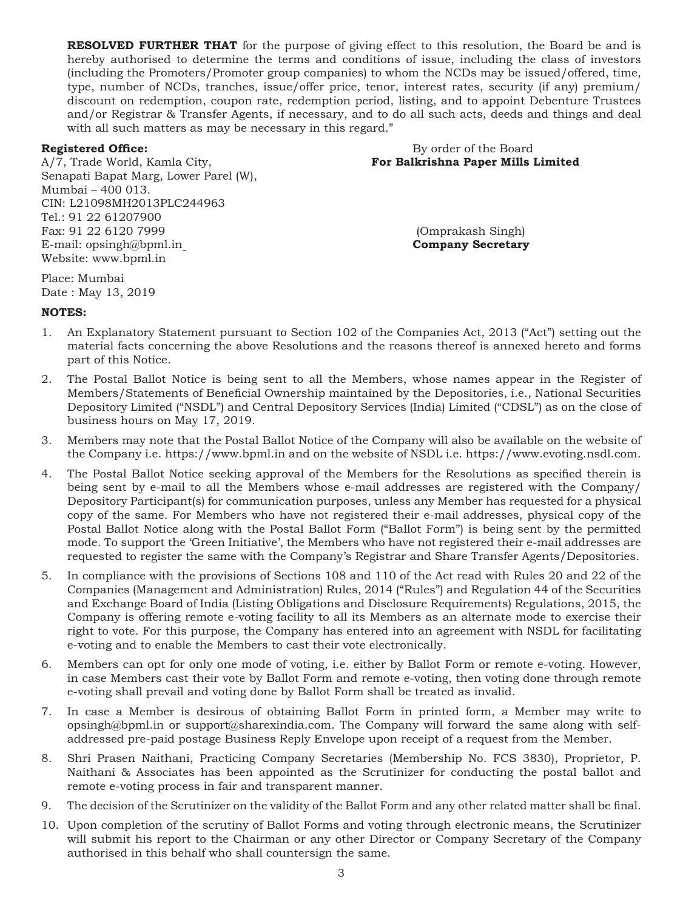**RESOLVED FURTHER THAT** for the purpose of giving effect to this resolution, the Board be and is hereby authorised to determine the terms and conditions of issue, including the class of investors (including the Promoters/Promoter group companies) to whom the NCDs may be issued/offered, time, type, number of NCDs, tranches, issue/offer price, tenor, interest rates, security (if any) premium/ discount on redemption, coupon rate, redemption period, listing, and to appoint Debenture Trustees and/or Registrar & Transfer Agents, if necessary, and to do all such acts, deeds and things and deal with all such matters as may be necessary in this regard."

**Registered Office:**
A/7, Trade World, Kamla City,
Senapati Bapat Marg, Lower Parel (W),
Mumbai – 400 013.
CIN: L21098MH2013PLC244963
Tel.: 91 22 61207900
Fax: 91 22 6120 7999
E-mail: opsingh@bpml.in
Website: www.bpml.in

By order of the Board
**For Balkrishna Paper Mills Limited**

(Omprakash Singh)
**Company Secretary**

Place: Mumbai
Date : May 13, 2019

**NOTES:**

1. An Explanatory Statement pursuant to Section 102 of the Companies Act, 2013 ("Act") setting out the material facts concerning the above Resolutions and the reasons thereof is annexed hereto and forms part of this Notice.
2. The Postal Ballot Notice is being sent to all the Members, whose names appear in the Register of Members/Statements of Beneficial Ownership maintained by the Depositories, i.e., National Securities Depository Limited ("NSDL") and Central Depository Services (India) Limited ("CDSL") as on the close of business hours on May 17, 2019.
3. Members may note that the Postal Ballot Notice of the Company will also be available on the website of the Company i.e. https://www.bpml.in and on the website of NSDL i.e. https://www.evoting.nsdl.com.
4. The Postal Ballot Notice seeking approval of the Members for the Resolutions as specified therein is being sent by e-mail to all the Members whose e-mail addresses are registered with the Company/ Depository Participant(s) for communication purposes, unless any Member has requested for a physical copy of the same. For Members who have not registered their e-mail addresses, physical copy of the Postal Ballot Notice along with the Postal Ballot Form ("Ballot Form") is being sent by the permitted mode. To support the 'Green Initiative', the Members who have not registered their e-mail addresses are requested to register the same with the Company's Registrar and Share Transfer Agents/Depositories.
5. In compliance with the provisions of Sections 108 and 110 of the Act read with Rules 20 and 22 of the Companies (Management and Administration) Rules, 2014 ("Rules") and Regulation 44 of the Securities and Exchange Board of India (Listing Obligations and Disclosure Requirements) Regulations, 2015, the Company is offering remote e-voting facility to all its Members as an alternate mode to exercise their right to vote. For this purpose, the Company has entered into an agreement with NSDL for facilitating e-voting and to enable the Members to cast their vote electronically.
6. Members can opt for only one mode of voting, i.e. either by Ballot Form or remote e-voting. However, in case Members cast their vote by Ballot Form and remote e-voting, then voting done through remote e-voting shall prevail and voting done by Ballot Form shall be treated as invalid.
7. In case a Member is desirous of obtaining Ballot Form in printed form, a Member may write to opsingh@bpml.in or support@sharexindia.com. The Company will forward the same along with self-addressed pre-paid postage Business Reply Envelope upon receipt of a request from the Member.
8. Shri Prasen Naithani, Practicing Company Secretaries (Membership No. FCS 3830), Proprietor, P. Naithani & Associates has been appointed as the Scrutinizer for conducting the postal ballot and remote e-voting process in fair and transparent manner.
9. The decision of the Scrutinizer on the validity of the Ballot Form and any other related matter shall be final.
10. Upon completion of the scrutiny of Ballot Forms and voting through electronic means, the Scrutinizer will submit his report to the Chairman or any other Director or Company Secretary of the Company authorised in this behalf who shall countersign the same.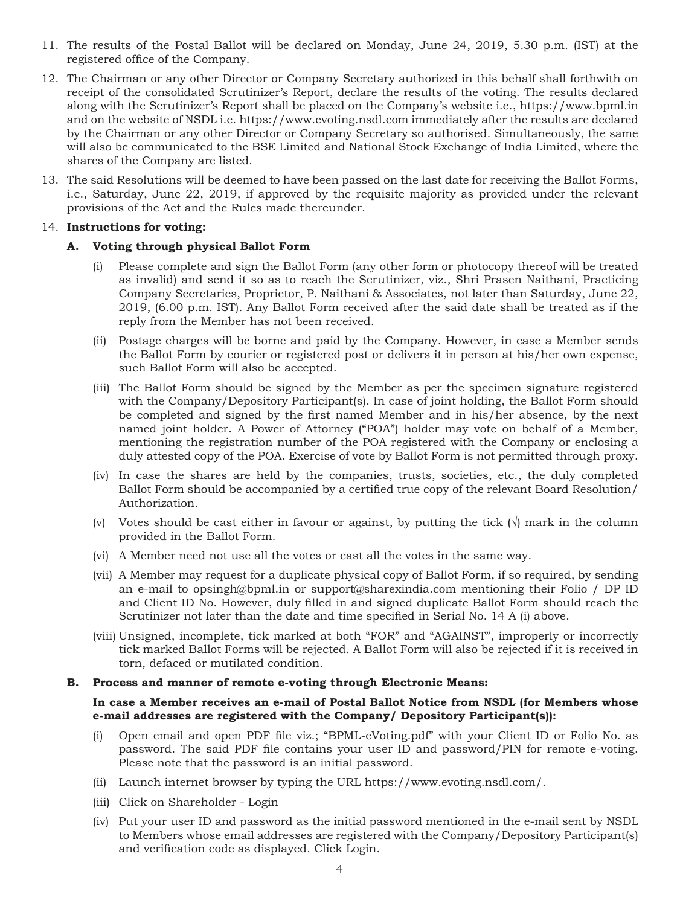11. The results of the Postal Ballot will be declared on Monday, June 24, 2019, 5.30 p.m. (IST) at the registered office of the Company.

12. The Chairman or any other Director or Company Secretary authorized in this behalf shall forthwith on receipt of the consolidated Scrutinizer's Report, declare the results of the voting. The results declared along with the Scrutinizer's Report shall be placed on the Company's website i.e., https://www.bpml.in and on the website of NSDL i.e. https://www.evoting.nsdl.com immediately after the results are declared by the Chairman or any other Director or Company Secretary so authorised. Simultaneously, the same will also be communicated to the BSE Limited and National Stock Exchange of India Limited, where the shares of the Company are listed.

13. The said Resolutions will be deemed to have been passed on the last date for receiving the Ballot Forms, i.e., Saturday, June 22, 2019, if approved by the requisite majority as provided under the relevant provisions of the Act and the Rules made thereunder.

14. **Instructions for voting:**

**A. Voting through physical Ballot Form**

(i) Please complete and sign the Ballot Form (any other form or photocopy thereof will be treated as invalid) and send it so as to reach the Scrutinizer, viz., Shri Prasen Naithani, Practicing Company Secretaries, Proprietor, P. Naithani & Associates, not later than Saturday, June 22, 2019, (6.00 p.m. IST). Any Ballot Form received after the said date shall be treated as if the reply from the Member has not been received.

(ii) Postage charges will be borne and paid by the Company. However, in case a Member sends the Ballot Form by courier or registered post or delivers it in person at his/her own expense, such Ballot Form will also be accepted.

(iii) The Ballot Form should be signed by the Member as per the specimen signature registered with the Company/Depository Participant(s). In case of joint holding, the Ballot Form should be completed and signed by the first named Member and in his/her absence, by the next named joint holder. A Power of Attorney ("POA") holder may vote on behalf of a Member, mentioning the registration number of the POA registered with the Company or enclosing a duly attested copy of the POA. Exercise of vote by Ballot Form is not permitted through proxy.

(iv) In case the shares are held by the companies, trusts, societies, etc., the duly completed Ballot Form should be accompanied by a certified true copy of the relevant Board Resolution/ Authorization.

(v) Votes should be cast either in favour or against, by putting the tick (√) mark in the column provided in the Ballot Form.

(vi) A Member need not use all the votes or cast all the votes in the same way.

(vii) A Member may request for a duplicate physical copy of Ballot Form, if so required, by sending an e-mail to opsingh@bpml.in or support@sharexindia.com mentioning their Folio / DP ID and Client ID No. However, duly filled in and signed duplicate Ballot Form should reach the Scrutinizer not later than the date and time specified in Serial No. 14 A (i) above.

(viii) Unsigned, incomplete, tick marked at both "FOR" and "AGAINST", improperly or incorrectly tick marked Ballot Forms will be rejected. A Ballot Form will also be rejected if it is received in torn, defaced or mutilated condition.

**B. Process and manner of remote e-voting through Electronic Means:**

**In case a Member receives an e-mail of Postal Ballot Notice from NSDL (for Members whose e-mail addresses are registered with the Company/ Depository Participant(s)):**

(i) Open email and open PDF file viz.; "BPML-eVoting.pdf" with your Client ID or Folio No. as password. The said PDF file contains your user ID and password/PIN for remote e-voting. Please note that the password is an initial password.

(ii) Launch internet browser by typing the URL https://www.evoting.nsdl.com/.

(iii) Click on Shareholder - Login

(iv) Put your user ID and password as the initial password mentioned in the e-mail sent by NSDL to Members whose email addresses are registered with the Company/Depository Participant(s) and verification code as displayed. Click Login.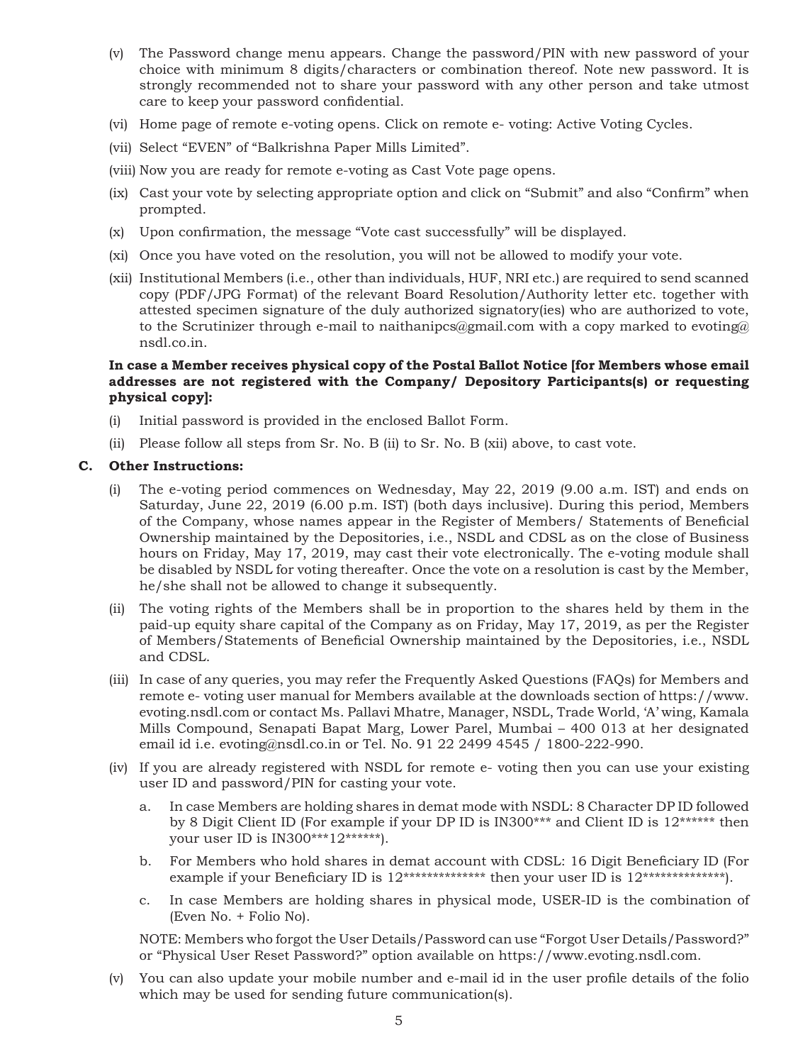(v) The Password change menu appears. Change the password/PIN with new password of your choice with minimum 8 digits/characters or combination thereof. Note new password. It is strongly recommended not to share your password with any other person and take utmost care to keep your password confidential.

(vi) Home page of remote e-voting opens. Click on remote e- voting: Active Voting Cycles.

(vii) Select "EVEN" of "Balkrishna Paper Mills Limited".

(viii) Now you are ready for remote e-voting as Cast Vote page opens.

(ix) Cast your vote by selecting appropriate option and click on "Submit" and also "Confirm" when prompted.

(x) Upon confirmation, the message "Vote cast successfully" will be displayed.

(xi) Once you have voted on the resolution, you will not be allowed to modify your vote.

(xii) Institutional Members (i.e., other than individuals, HUF, NRI etc.) are required to send scanned copy (PDF/JPG Format) of the relevant Board Resolution/Authority letter etc. together with attested specimen signature of the duly authorized signatory(ies) who are authorized to vote, to the Scrutinizer through e-mail to naithanipcs@gmail.com with a copy marked to evoting@nsdl.co.in.

**In case a Member receives physical copy of the Postal Ballot Notice [for Members whose email addresses are not registered with the Company/ Depository Participants(s) or requesting physical copy]:**

(i) Initial password is provided in the enclosed Ballot Form.

(ii) Please follow all steps from Sr. No. B (ii) to Sr. No. B (xii) above, to cast vote.

**C. Other Instructions:**

(i) The e-voting period commences on Wednesday, May 22, 2019 (9.00 a.m. IST) and ends on Saturday, June 22, 2019 (6.00 p.m. IST) (both days inclusive). During this period, Members of the Company, whose names appear in the Register of Members/ Statements of Beneficial Ownership maintained by the Depositories, i.e., NSDL and CDSL as on the close of Business hours on Friday, May 17, 2019, may cast their vote electronically. The e-voting module shall be disabled by NSDL for voting thereafter. Once the vote on a resolution is cast by the Member, he/she shall not be allowed to change it subsequently.

(ii) The voting rights of the Members shall be in proportion to the shares held by them in the paid-up equity share capital of the Company as on Friday, May 17, 2019, as per the Register of Members/Statements of Beneficial Ownership maintained by the Depositories, i.e., NSDL and CDSL.

(iii) In case of any queries, you may refer the Frequently Asked Questions (FAQs) for Members and remote e- voting user manual for Members available at the downloads section of https://www.evoting.nsdl.com or contact Ms. Pallavi Mhatre, Manager, NSDL, Trade World, 'A' wing, Kamala Mills Compound, Senapati Bapat Marg, Lower Parel, Mumbai – 400 013 at her designated email id i.e. evoting@nsdl.co.in or Tel. No. 91 22 2499 4545 / 1800-222-990.

(iv) If you are already registered with NSDL for remote e- voting then you can use your existing user ID and password/PIN for casting your vote.

   a. In case Members are holding shares in demat mode with NSDL: 8 Character DP ID followed by 8 Digit Client ID (For example if your DP ID is IN300*** and Client ID is 12****** then your user ID is IN300***12******).

   b. For Members who hold shares in demat account with CDSL: 16 Digit Beneficiary ID (For example if your Beneficiary ID is 12************** then your user ID is 12**************).

   c. In case Members are holding shares in physical mode, USER-ID is the combination of (Even No. + Folio No).

   NOTE: Members who forgot the User Details/Password can use "Forgot User Details/Password?" or "Physical User Reset Password?" option available on https://www.evoting.nsdl.com.

(v) You can also update your mobile number and e-mail id in the user profile details of the folio which may be used for sending future communication(s).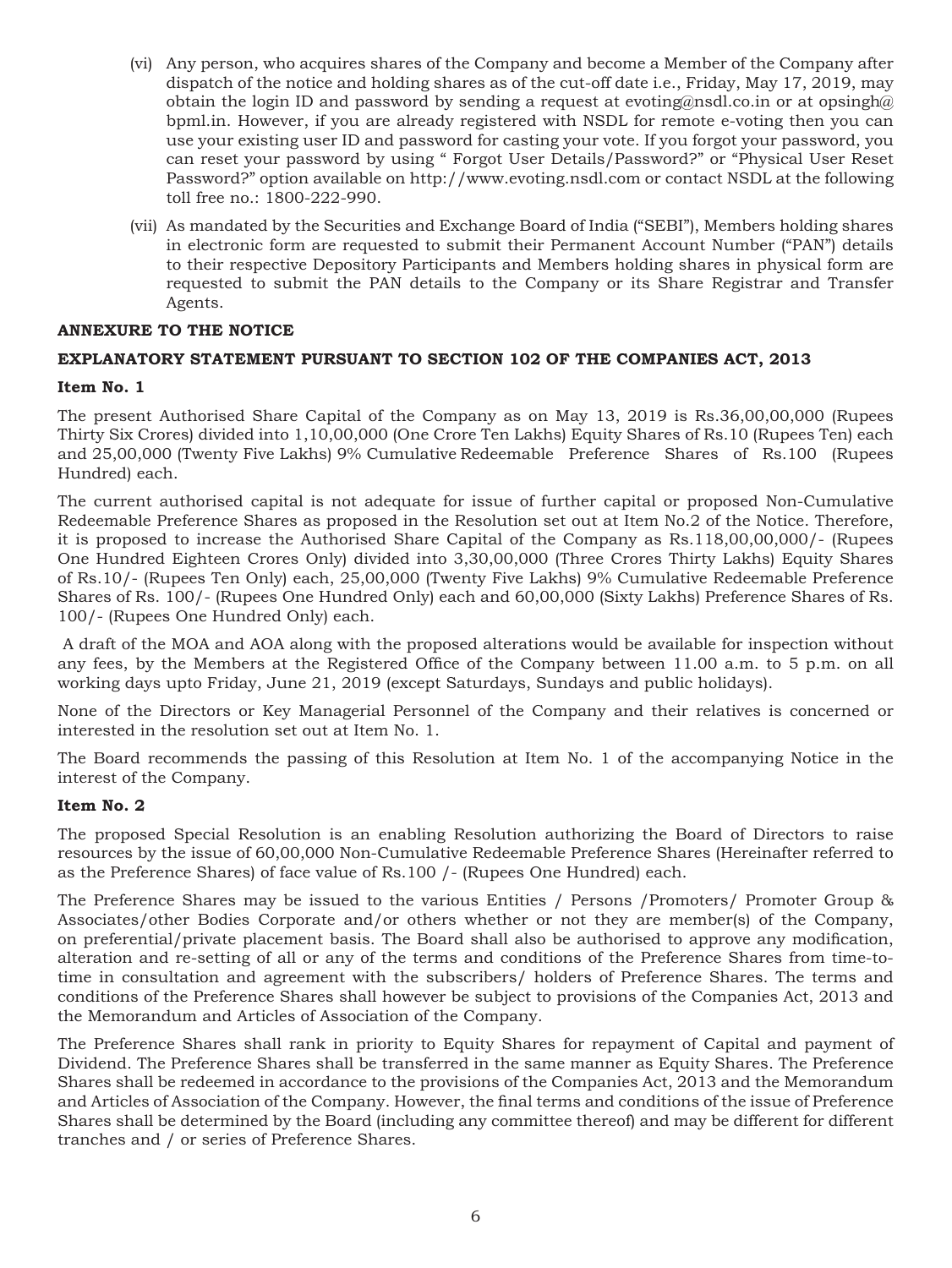(vi) Any person, who acquires shares of the Company and become a Member of the Company after dispatch of the notice and holding shares as of the cut-off date i.e., Friday, May 17, 2019, may obtain the login ID and password by sending a request at evoting@nsdl.co.in or at opsingh@bpml.in. However, if you are already registered with NSDL for remote e-voting then you can use your existing user ID and password for casting your vote. If you forgot your password, you can reset your password by using " Forgot User Details/Password?" or "Physical User Reset Password?" option available on http://www.evoting.nsdl.com or contact NSDL at the following toll free no.: 1800-222-990.

(vii) As mandated by the Securities and Exchange Board of India ("SEBI"), Members holding shares in electronic form are requested to submit their Permanent Account Number ("PAN") details to their respective Depository Participants and Members holding shares in physical form are requested to submit the PAN details to the Company or its Share Registrar and Transfer Agents.

**ANNEXURE TO THE NOTICE**

**EXPLANATORY STATEMENT PURSUANT TO SECTION 102 OF THE COMPANIES ACT, 2013**

**Item No. 1**

The present Authorised Share Capital of the Company as on May 13, 2019 is Rs.36,00,00,000 (Rupees Thirty Six Crores) divided into 1,10,00,000 (One Crore Ten Lakhs) Equity Shares of Rs.10 (Rupees Ten) each and 25,00,000 (Twenty Five Lakhs) 9% Cumulative Redeemable Preference Shares of Rs.100 (Rupees Hundred) each.

The current authorised capital is not adequate for issue of further capital or proposed Non-Cumulative Redeemable Preference Shares as proposed in the Resolution set out at Item No.2 of the Notice. Therefore, it is proposed to increase the Authorised Share Capital of the Company as Rs.118,00,00,000/- (Rupees One Hundred Eighteen Crores Only) divided into 3,30,00,000 (Three Crores Thirty Lakhs) Equity Shares of Rs.10/- (Rupees Ten Only) each, 25,00,000 (Twenty Five Lakhs) 9% Cumulative Redeemable Preference Shares of Rs. 100/- (Rupees One Hundred Only) each and 60,00,000 (Sixty Lakhs) Preference Shares of Rs. 100/- (Rupees One Hundred Only) each.

A draft of the MOA and AOA along with the proposed alterations would be available for inspection without any fees, by the Members at the Registered Office of the Company between 11.00 a.m. to 5 p.m. on all working days upto Friday, June 21, 2019 (except Saturdays, Sundays and public holidays).

None of the Directors or Key Managerial Personnel of the Company and their relatives is concerned or interested in the resolution set out at Item No. 1.

The Board recommends the passing of this Resolution at Item No. 1 of the accompanying Notice in the interest of the Company.

**Item No. 2**

The proposed Special Resolution is an enabling Resolution authorizing the Board of Directors to raise resources by the issue of 60,00,000 Non-Cumulative Redeemable Preference Shares (Hereinafter referred to as the Preference Shares) of face value of Rs.100 /- (Rupees One Hundred) each.

The Preference Shares may be issued to the various Entities / Persons /Promoters/ Promoter Group & Associates/other Bodies Corporate and/or others whether or not they are member(s) of the Company, on preferential/private placement basis. The Board shall also be authorised to approve any modification, alteration and re-setting of all or any of the terms and conditions of the Preference Shares from time-to-time in consultation and agreement with the subscribers/ holders of Preference Shares. The terms and conditions of the Preference Shares shall however be subject to provisions of the Companies Act, 2013 and the Memorandum and Articles of Association of the Company.

The Preference Shares shall rank in priority to Equity Shares for repayment of Capital and payment of Dividend. The Preference Shares shall be transferred in the same manner as Equity Shares. The Preference Shares shall be redeemed in accordance to the provisions of the Companies Act, 2013 and the Memorandum and Articles of Association of the Company. However, the final terms and conditions of the issue of Preference Shares shall be determined by the Board (including any committee thereof) and may be different for different tranches and / or series of Preference Shares.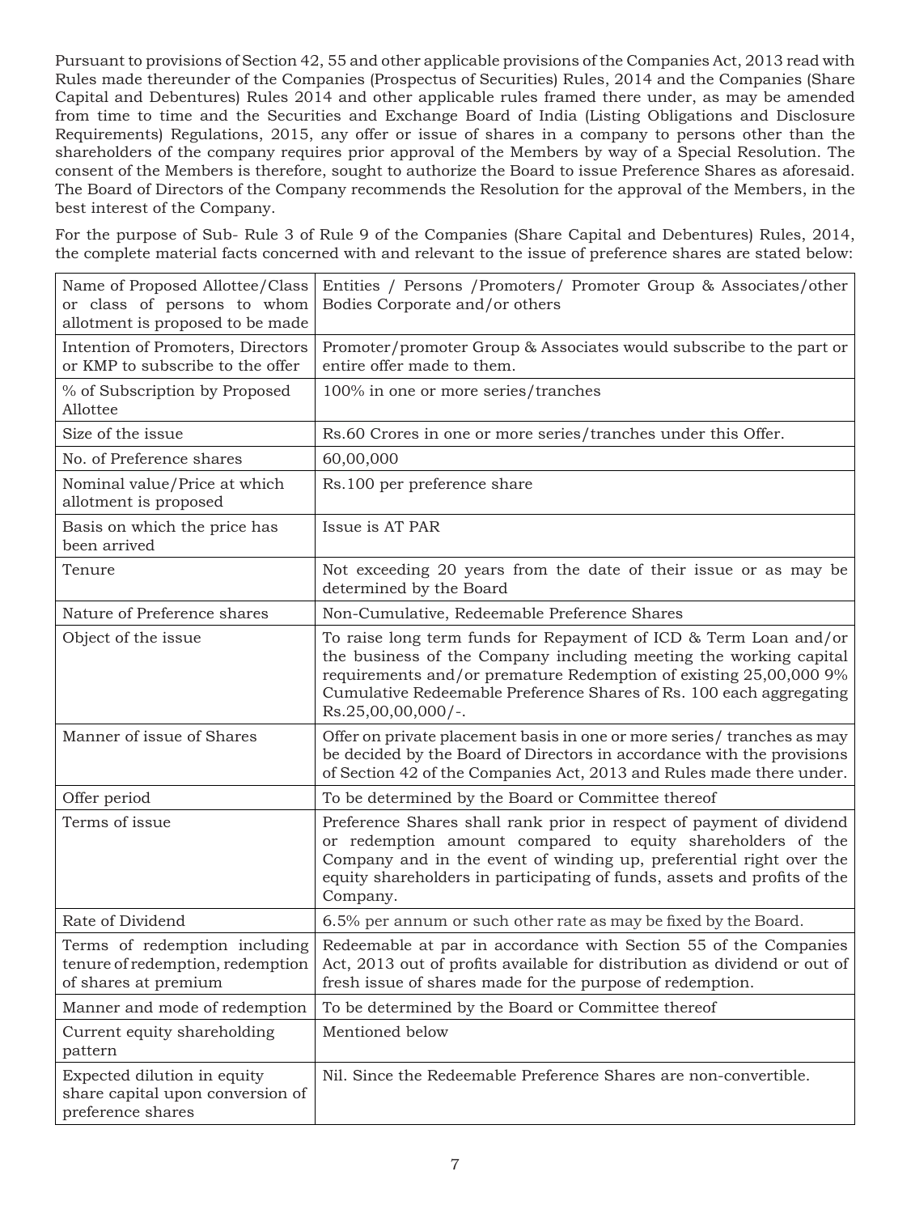Pursuant to provisions of Section 42, 55 and other applicable provisions of the Companies Act, 2013 read with Rules made thereunder of the Companies (Prospectus of Securities) Rules, 2014 and the Companies (Share Capital and Debentures) Rules 2014 and other applicable rules framed there under, as may be amended from time to time and the Securities and Exchange Board of India (Listing Obligations and Disclosure Requirements) Regulations, 2015, any offer or issue of shares in a company to persons other than the shareholders of the company requires prior approval of the Members by way of a Special Resolution. The consent of the Members is therefore, sought to authorize the Board to issue Preference Shares as aforesaid. The Board of Directors of the Company recommends the Resolution for the approval of the Members, in the best interest of the Company.

For the purpose of Sub- Rule 3 of Rule 9 of the Companies (Share Capital and Debentures) Rules, 2014, the complete material facts concerned with and relevant to the issue of preference shares are stated below:

| | |
|---|---|
| Name of Proposed Allottee/Class or class of persons to whom allotment is proposed to be made | Entities / Persons /Promoters/ Promoter Group & Associates/other Bodies Corporate and/or others |
| Intention of Promoters, Directors or KMP to subscribe to the offer | Promoter/promoter Group & Associates would subscribe to the part or entire offer made to them. |
| % of Subscription by Proposed Allottee | 100% in one or more series/tranches |
| Size of the issue | Rs.60 Crores in one or more series/tranches under this Offer. |
| No. of Preference shares | 60,00,000 |
| Nominal value/Price at which allotment is proposed | Rs.100 per preference share |
| Basis on which the price has been arrived | Issue is AT PAR |
| Tenure | Not exceeding 20 years from the date of their issue or as may be determined by the Board |
| Nature of Preference shares | Non-Cumulative, Redeemable Preference Shares |
| Object of the issue | To raise long term funds for Repayment of ICD & Term Loan and/or the business of the Company including meeting the working capital requirements and/or premature Redemption of existing 25,00,000 9% Cumulative Redeemable Preference Shares of Rs. 100 each aggregating Rs.25,00,00,000/-. |
| Manner of issue of Shares | Offer on private placement basis in one or more series/ tranches as may be decided by the Board of Directors in accordance with the provisions of Section 42 of the Companies Act, 2013 and Rules made there under. |
| Offer period | To be determined by the Board or Committee thereof |
| Terms of issue | Preference Shares shall rank prior in respect of payment of dividend or redemption amount compared to equity shareholders of the Company and in the event of winding up, preferential right over the equity shareholders in participating of funds, assets and profits of the Company. |
| Rate of Dividend | 6.5% per annum or such other rate as may be fixed by the Board. |
| Terms of redemption including tenure of redemption, redemption of shares at premium | Redeemable at par in accordance with Section 55 of the Companies Act, 2013 out of profits available for distribution as dividend or out of fresh issue of shares made for the purpose of redemption. |
| Manner and mode of redemption | To be determined by the Board or Committee thereof |
| Current equity shareholding pattern | Mentioned below |
| Expected dilution in equity share capital upon conversion of preference shares | Nil. Since the Redeemable Preference Shares are non-convertible. |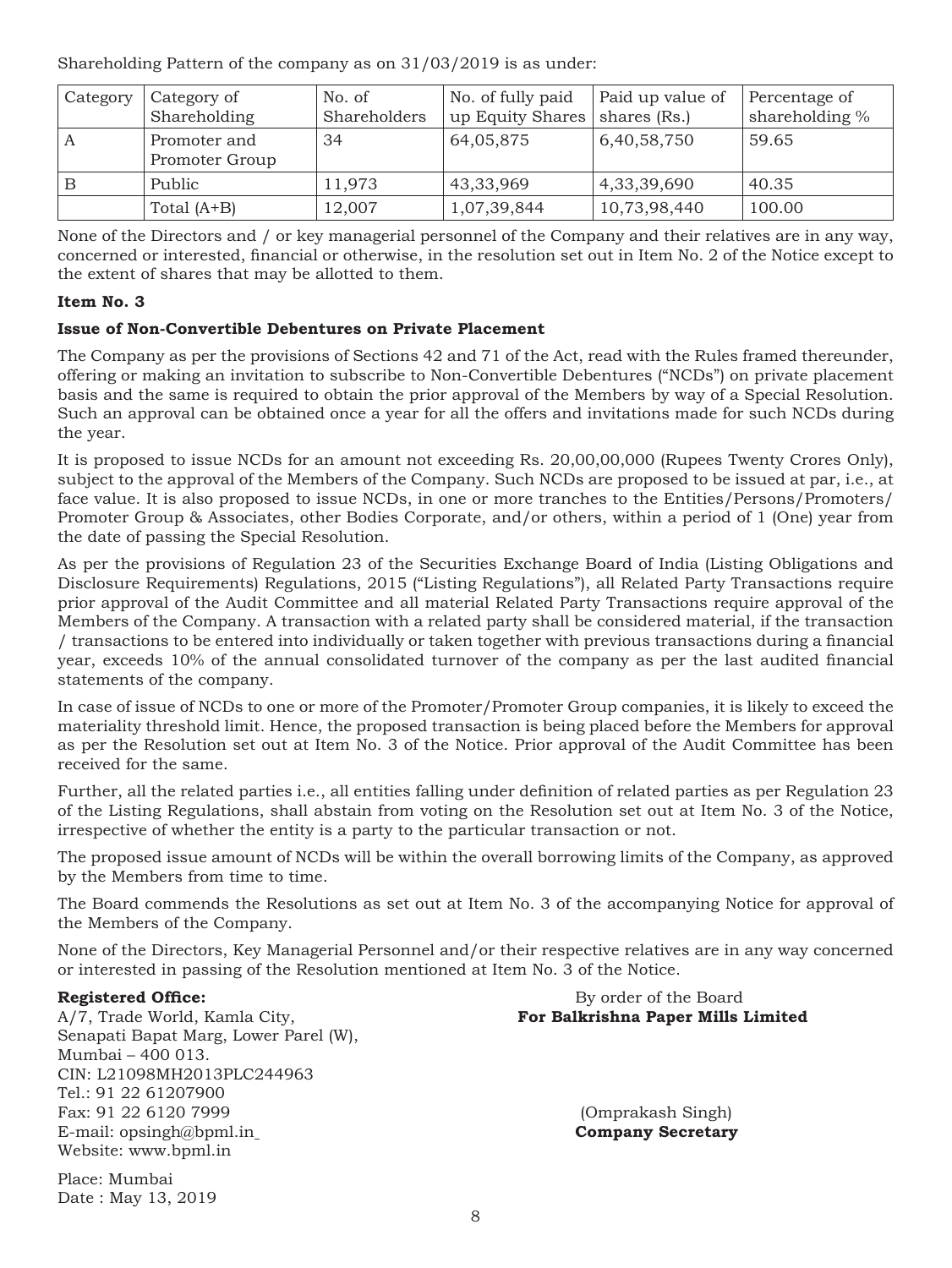Shareholding Pattern of the company as on 31/03/2019 is as under:

| Category | Category of Shareholding | No. of Shareholders | No. of fully paid up Equity Shares | Paid up value of shares (Rs.) | Percentage of shareholding % |
|---|---|---|---|---|---|
| A | Promoter and Promoter Group | 34 | 64,05,875 | 6,40,58,750 | 59.65 |
| B | Public | 11,973 | 43,33,969 | 4,33,39,690 | 40.35 |
| | Total (A+B) | 12,007 | 1,07,39,844 | 10,73,98,440 | 100.00 |

None of the Directors and / or key managerial personnel of the Company and their relatives are in any way, concerned or interested, financial or otherwise, in the resolution set out in Item No. 2 of the Notice except to the extent of shares that may be allotted to them.

**Item No. 3**

**Issue of Non-Convertible Debentures on Private Placement**

The Company as per the provisions of Sections 42 and 71 of the Act, read with the Rules framed thereunder, offering or making an invitation to subscribe to Non-Convertible Debentures ("NCDs") on private placement basis and the same is required to obtain the prior approval of the Members by way of a Special Resolution. Such an approval can be obtained once a year for all the offers and invitations made for such NCDs during the year.

It is proposed to issue NCDs for an amount not exceeding Rs. 20,00,00,000 (Rupees Twenty Crores Only), subject to the approval of the Members of the Company. Such NCDs are proposed to be issued at par, i.e., at face value. It is also proposed to issue NCDs, in one or more tranches to the Entities/Persons/Promoters/ Promoter Group & Associates, other Bodies Corporate, and/or others, within a period of 1 (One) year from the date of passing the Special Resolution.

As per the provisions of Regulation 23 of the Securities Exchange Board of India (Listing Obligations and Disclosure Requirements) Regulations, 2015 ("Listing Regulations"), all Related Party Transactions require prior approval of the Audit Committee and all material Related Party Transactions require approval of the Members of the Company. A transaction with a related party shall be considered material, if the transaction / transactions to be entered into individually or taken together with previous transactions during a financial year, exceeds 10% of the annual consolidated turnover of the company as per the last audited financial statements of the company.

In case of issue of NCDs to one or more of the Promoter/Promoter Group companies, it is likely to exceed the materiality threshold limit. Hence, the proposed transaction is being placed before the Members for approval as per the Resolution set out at Item No. 3 of the Notice. Prior approval of the Audit Committee has been received for the same.

Further, all the related parties i.e., all entities falling under definition of related parties as per Regulation 23 of the Listing Regulations, shall abstain from voting on the Resolution set out at Item No. 3 of the Notice, irrespective of whether the entity is a party to the particular transaction or not.

The proposed issue amount of NCDs will be within the overall borrowing limits of the Company, as approved by the Members from time to time.

The Board commends the Resolutions as set out at Item No. 3 of the accompanying Notice for approval of the Members of the Company.

None of the Directors, Key Managerial Personnel and/or their respective relatives are in any way concerned or interested in passing of the Resolution mentioned at Item No. 3 of the Notice.

**Registered Office:**
A/7, Trade World, Kamla City,
Senapati Bapat Marg, Lower Parel (W),
Mumbai – 400 013.
CIN: L21098MH2013PLC244963
Tel.: 91 22 61207900
Fax: 91 22 6120 7999
E-mail: opsingh@bpml.in
Website: www.bpml.in

By order of the Board
**For Balkrishna Paper Mills Limited**

(Omprakash Singh)
**Company Secretary**

Place: Mumbai
Date : May 13, 2019